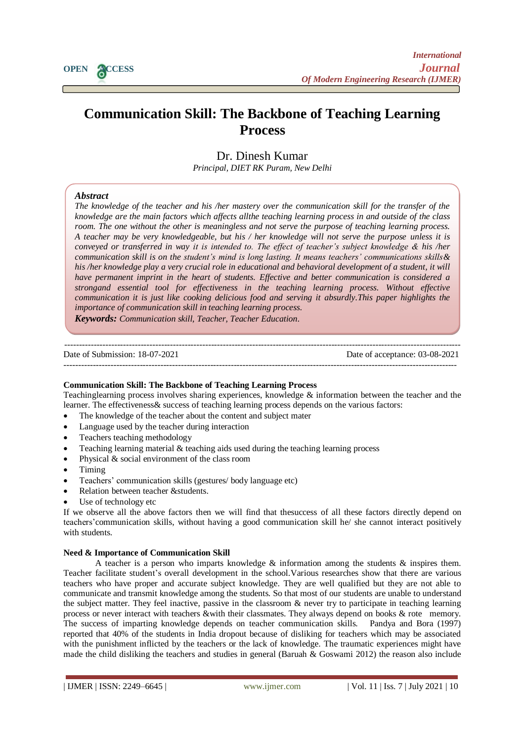# Communication Skill: The Backbone of Teaching Learning Process

Dr. Dinesh Kumar

*Principal, DIET RK Puram, New Delhi*

***Abstract***

*The knowledge of the teacher and his /her mastery over the communication skill for the transfer of the knowledge are the main factors which affects allthe teaching learning process in and outside of the class room. The one without the other is meaningless and not serve the purpose of teaching learning process. A teacher may be very knowledgeable, but his / her knowledge will not serve the purpose unless it is conveyed or transferred in way it is intended to. The effect of teacher's subject knowledge & his /her communication skill is on the student's mind is long lasting. It means teachers' communications skills& his /her knowledge play a very crucial role in educational and behavioral development of a student, it will have permanent imprint in the heart of students. Effective and better communication is considered a strongand essential tool for effectiveness in the teaching learning process. Without effective communication it is just like cooking delicious food and serving it absurdly.This paper highlights the importance of communication skill in teaching learning process.*

***Keywords:*** *Communication skill, Teacher, Teacher Education.*

---

Date of Submission: 18-07-2021 Date of acceptance: 03-08-2021

---

**Communication Skill: The Backbone of Teaching Learning Process**

Teachinglearning process involves sharing experiences, knowledge & information between the teacher and the learner. The effectiveness& success of teaching learning process depends on the various factors:

- The knowledge of the teacher about the content and subject mater
- Language used by the teacher during interaction
- Teachers teaching methodology
- Teaching learning material & teaching aids used during the teaching learning process
- Physical & social environment of the class room
- Timing
- Teachers' communication skills (gestures/ body language etc)
- Relation between teacher &students.
- Use of technology etc

If we observe all the above factors then we will find that thesuccess of all these factors directly depend on teachers'communication skills, without having a good communication skill he/ she cannot interact positively with students.

**Need & Importance of Communication Skill**

A teacher is a person who imparts knowledge & information among the students & inspires them. Teacher facilitate student's overall development in the school.Various researches show that there are various teachers who have proper and accurate subject knowledge. They are well qualified but they are not able to communicate and transmit knowledge among the students. So that most of our students are unable to understand the subject matter. They feel inactive, passive in the classroom & never try to participate in teaching learning process or never interact with teachers &with their classmates. They always depend on books & rote memory. The success of imparting knowledge depends on teacher communication skills. Pandya and Bora (1997) reported that 40% of the students in India dropout because of disliking for teachers which may be associated with the punishment inflicted by the teachers or the lack of knowledge. The traumatic experiences might have made the child disliking the teachers and studies in general (Baruah & Goswami 2012) the reason also include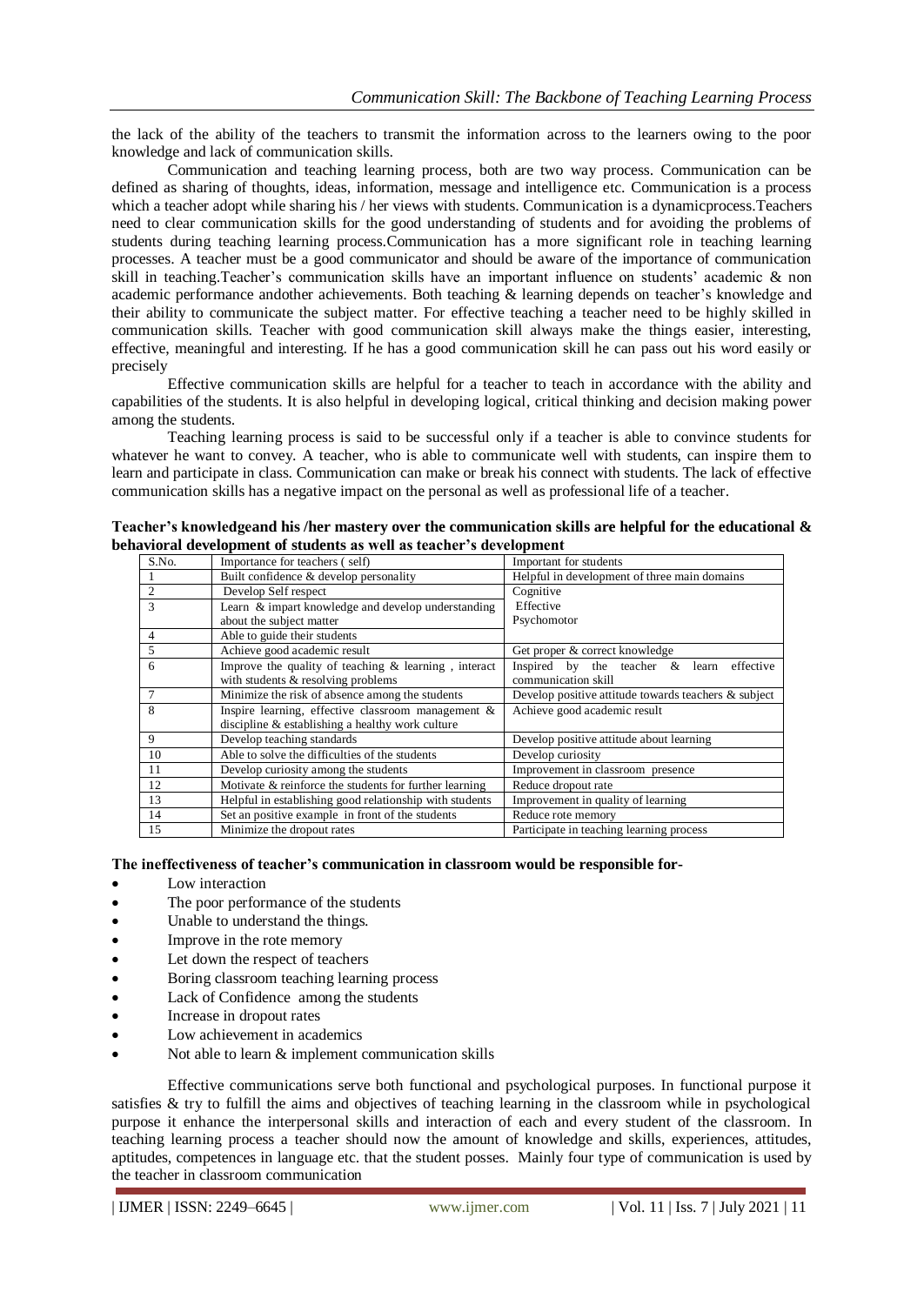the lack of the ability of the teachers to transmit the information across to the learners owing to the poor knowledge and lack of communication skills.

Communication and teaching learning process, both are two way process. Communication can be defined as sharing of thoughts, ideas, information, message and intelligence etc. Communication is a process which a teacher adopt while sharing his / her views with students. Communication is a dynamicprocess.Teachers need to clear communication skills for the good understanding of students and for avoiding the problems of students during teaching learning process.Communication has a more significant role in teaching learning processes. A teacher must be a good communicator and should be aware of the importance of communication skill in teaching.Teacher's communication skills have an important influence on students' academic & non academic performance andother achievements. Both teaching & learning depends on teacher's knowledge and their ability to communicate the subject matter. For effective teaching a teacher need to be highly skilled in communication skills. Teacher with good communication skill always make the things easier, interesting, effective, meaningful and interesting. If he has a good communication skill he can pass out his word easily or precisely

Effective communication skills are helpful for a teacher to teach in accordance with the ability and capabilities of the students. It is also helpful in developing logical, critical thinking and decision making power among the students.

Teaching learning process is said to be successful only if a teacher is able to convince students for whatever he want to convey. A teacher, who is able to communicate well with students, can inspire them to learn and participate in class. Communication can make or break his connect with students. The lack of effective communication skills has a negative impact on the personal as well as professional life of a teacher.

**Teacher's knowledgeand his /her mastery over the communication skills are helpful for the educational & behavioral development of students as well as teacher's development**

| S.No. | Importance for teachers ( self) | Important for students |
|---|---|---|
| 1 | Built confidence & develop personality | Helpful in development of three main domains |
| 2 | Develop Self respect | Cognitive |
| 3 | Learn & impart knowledge and develop understanding about the subject matter | Effective<br>Psychomotor |
| 4 | Able to guide their students | |
| 5 | Achieve good academic result | Get proper & correct knowledge |
| 6 | Improve the quality of teaching & learning , interact with students & resolving problems | Inspired by the teacher & learn effective communication skill |
| 7 | Minimize the risk of absence among the students | Develop positive attitude towards teachers & subject |
| 8 | Inspire learning, effective classroom management & discipline & establishing a healthy work culture | Achieve good academic result |
| 9 | Develop teaching standards | Develop positive attitude about learning |
| 10 | Able to solve the difficulties of the students | Develop curiosity |
| 11 | Develop curiosity among the students | Improvement in classroom presence |
| 12 | Motivate & reinforce the students for further learning | Reduce dropout rate |
| 13 | Helpful in establishing good relationship with students | Improvement in quality of learning |
| 14 | Set an positive example in front of the students | Reduce rote memory |
| 15 | Minimize the dropout rates | Participate in teaching learning process |

**The ineffectiveness of teacher's communication in classroom would be responsible for-**

- Low interaction
- The poor performance of the students
- Unable to understand the things.
- Improve in the rote memory
- Let down the respect of teachers
- Boring classroom teaching learning process
- Lack of Confidence among the students
- Increase in dropout rates
- Low achievement in academics
- Not able to learn & implement communication skills

Effective communications serve both functional and psychological purposes. In functional purpose it satisfies & try to fulfill the aims and objectives of teaching learning in the classroom while in psychological purpose it enhance the interpersonal skills and interaction of each and every student of the classroom. In teaching learning process a teacher should now the amount of knowledge and skills, experiences, attitudes, aptitudes, competences in language etc. that the student posses. Mainly four type of communication is used by the teacher in classroom communication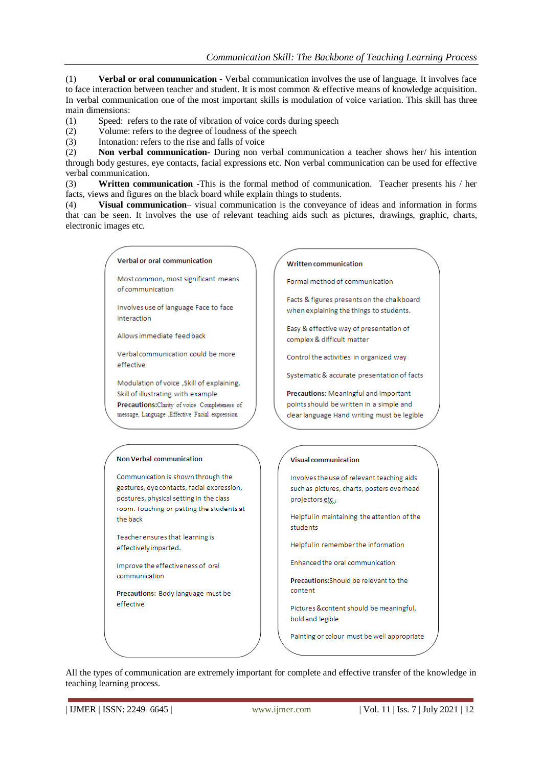(1) **Verbal or oral communication** - Verbal communication involves the use of language. It involves face to face interaction between teacher and student. It is most common & effective means of knowledge acquisition. In verbal communication one of the most important skills is modulation of voice variation. This skill has three main dimensions:

(1) Speed: refers to the rate of vibration of voice cords during speech
(2) Volume: refers to the degree of loudness of the speech
(3) Intonation: refers to the rise and falls of voice

(2) **Non verbal communication**- During non verbal communication a teacher shows her/ his intention through body gestures, eye contacts, facial expressions etc. Non verbal communication can be used for effective verbal communication.

(3) **Written communication** -This is the formal method of communication. Teacher presents his / her facts, views and figures on the black board while explain things to students.

(4) **Visual communication**– visual communication is the conveyance of ideas and information in forms that can be seen. It involves the use of relevant teaching aids such as pictures, drawings, graphic, charts, electronic images etc.

**Verbal or oral communication**

Most common, most significant means of communication

Involves use of language Face to face interaction

Allows immediate feed back

Verbal communication could be more effective

Modulation of voice ,Skill of explaining, Skill of illustrating with example

**Precautions:** Clarity of voice Completeness of message, Language ,Effective Facial expression

**Written communication**

Formal method of communication

Facts & figures presents on the chalkboard when explaining the things to students.

Easy & effective way of presentation of complex & difficult matter

Control the activities in organized way

Systematic & accurate presentation of facts

**Precautions:** Meaningful and important points should be written in a simple and clear language Hand writing must be legible

**Non Verbal communication**

Communication is shown through the gestures, eye contacts, facial expression, postures, physical setting in the class room. Touching or patting the students at the back

Teacher ensures that learning is effectively imparted.

Improve the effectiveness of oral communication

**Precautions:** Body language must be effective

**Visual communication**

Involves the use of relevant teaching aids such as pictures, charts, posters overhead projectors etc.

Helpful in maintaining the attention of the students

Helpful in remember the information

Enhanced the oral communication

**Precautions**:Should be relevant to the content

Pictures &content should be meaningful, bold and legible

Painting or colour must be well appropriate

All the types of communication are extremely important for complete and effective transfer of the knowledge in teaching learning process.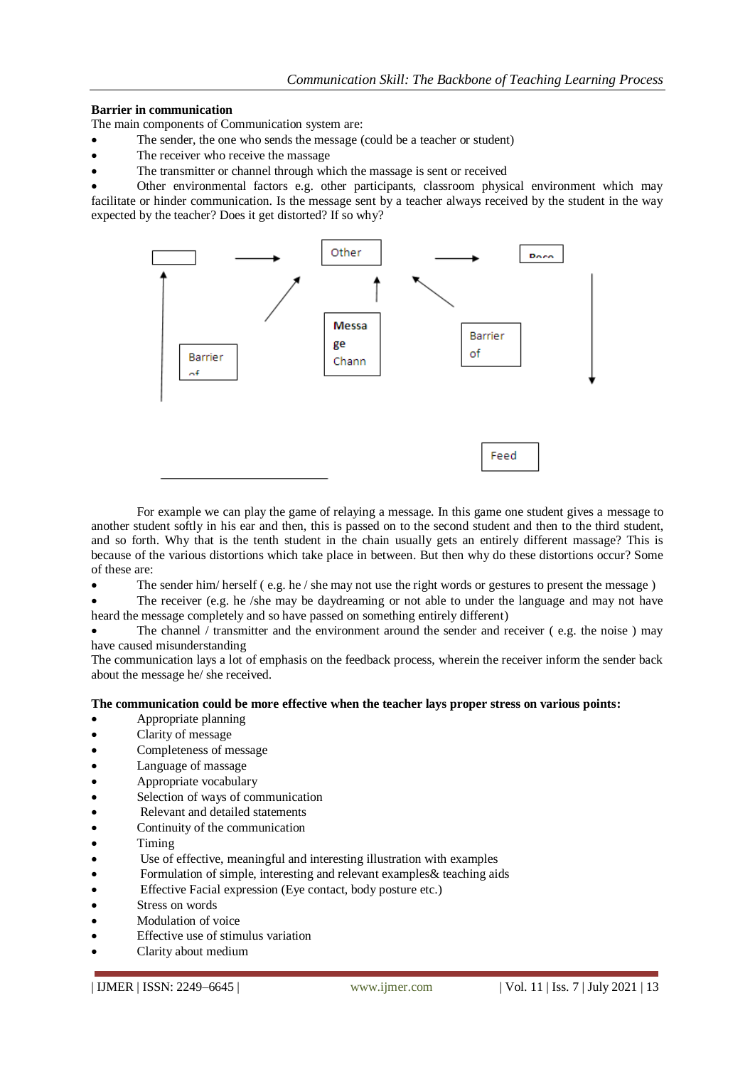**Barrier in communication**

The main components of Communication system are:

- The sender, the one who sends the message (could be a teacher or student)
- The receiver who receive the massage
- The transmitter or channel through which the massage is sent or received
- Other environmental factors e.g. other participants, classroom physical environment which may facilitate or hinder communication. Is the message sent by a teacher always received by the student in the way expected by the teacher? Does it get distorted? If so why?

Other

Rece

Messa ge Chann

Barrier of

Barrier of

Feed

For example we can play the game of relaying a message. In this game one student gives a message to another student softly in his ear and then, this is passed on to the second student and then to the third student, and so forth. Why that is the tenth student in the chain usually gets an entirely different massage? This is because of the various distortions which take place in between. But then why do these distortions occur? Some of these are:

- The sender him/ herself ( e.g. he / she may not use the right words or gestures to present the message )
- The receiver (e.g. he /she may be daydreaming or not able to under the language and may not have heard the message completely and so have passed on something entirely different)
- The channel / transmitter and the environment around the sender and receiver ( e.g. the noise ) may have caused misunderstanding

The communication lays a lot of emphasis on the feedback process, wherein the receiver inform the sender back about the message he/ she received.

**The communication could be more effective when the teacher lays proper stress on various points:**

- Appropriate planning
- Clarity of message
- Completeness of message
- Language of massage
- Appropriate vocabulary
- Selection of ways of communication
- Relevant and detailed statements
- Continuity of the communication
- Timing
- Use of effective, meaningful and interesting illustration with examples
- Formulation of simple, interesting and relevant examples& teaching aids
- Effective Facial expression (Eye contact, body posture etc.)
- Stress on words
- Modulation of voice
- Effective use of stimulus variation
- Clarity about medium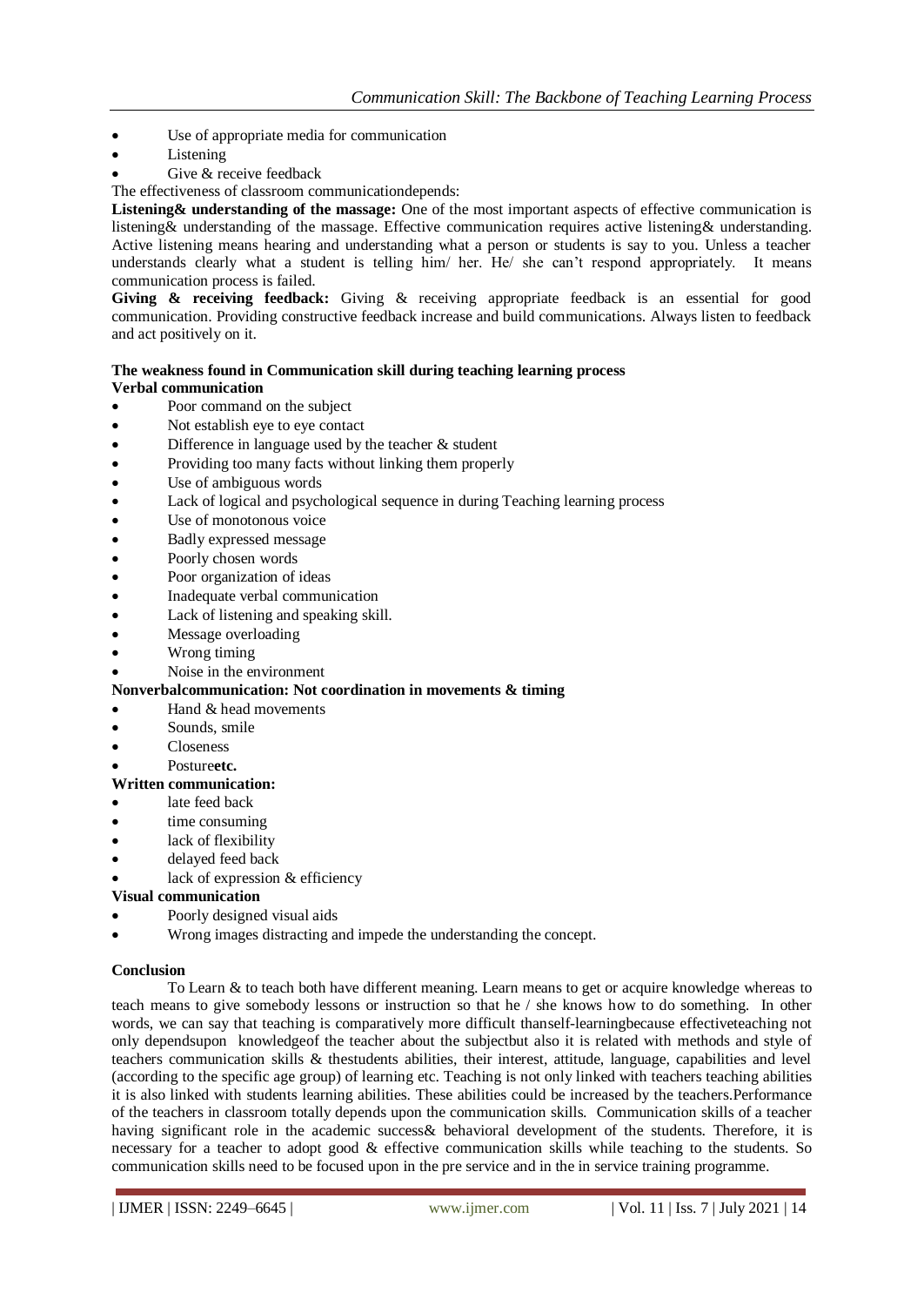- Use of appropriate media for communication
- Listening
- Give & receive feedback

The effectiveness of classroom communicationdepends:

**Listening& understanding of the massage:** One of the most important aspects of effective communication is listening& understanding of the massage. Effective communication requires active listening& understanding. Active listening means hearing and understanding what a person or students is say to you. Unless a teacher understands clearly what a student is telling him/ her. He/ she can't respond appropriately. It means communication process is failed.

**Giving & receiving feedback:** Giving & receiving appropriate feedback is an essential for good communication. Providing constructive feedback increase and build communications. Always listen to feedback and act positively on it.

**The weakness found in Communication skill during teaching learning process**

**Verbal communication**

- Poor command on the subject
- Not establish eye to eye contact
- Difference in language used by the teacher & student
- Providing too many facts without linking them properly
- Use of ambiguous words
- Lack of logical and psychological sequence in during Teaching learning process
- Use of monotonous voice
- Badly expressed message
- Poorly chosen words
- Poor organization of ideas
- Inadequate verbal communication
- Lack of listening and speaking skill.
- Message overloading
- Wrong timing
- Noise in the environment

**Nonverbalcommunication: Not coordination in movements & timing**

- Hand & head movements
- Sounds, smile
- Closeness
- Posture**etc.**

**Written communication:**

- late feed back
- time consuming
- lack of flexibility
- delayed feed back
- lack of expression & efficiency

**Visual communication**

- Poorly designed visual aids
- Wrong images distracting and impede the understanding the concept.

**Conclusion**

To Learn & to teach both have different meaning. Learn means to get or acquire knowledge whereas to teach means to give somebody lessons or instruction so that he / she knows how to do something. In other words, we can say that teaching is comparatively more difficult thanself-learningbecause effectiveteaching not only dependsupon knowledgeof the teacher about the subjectbut also it is related with methods and style of teachers communication skills & thestudents abilities, their interest, attitude, language, capabilities and level (according to the specific age group) of learning etc. Teaching is not only linked with teachers teaching abilities it is also linked with students learning abilities. These abilities could be increased by the teachers.Performance of the teachers in classroom totally depends upon the communication skills. Communication skills of a teacher having significant role in the academic success& behavioral development of the students. Therefore, it is necessary for a teacher to adopt good & effective communication skills while teaching to the students. So communication skills need to be focused upon in the pre service and in the in service training programme.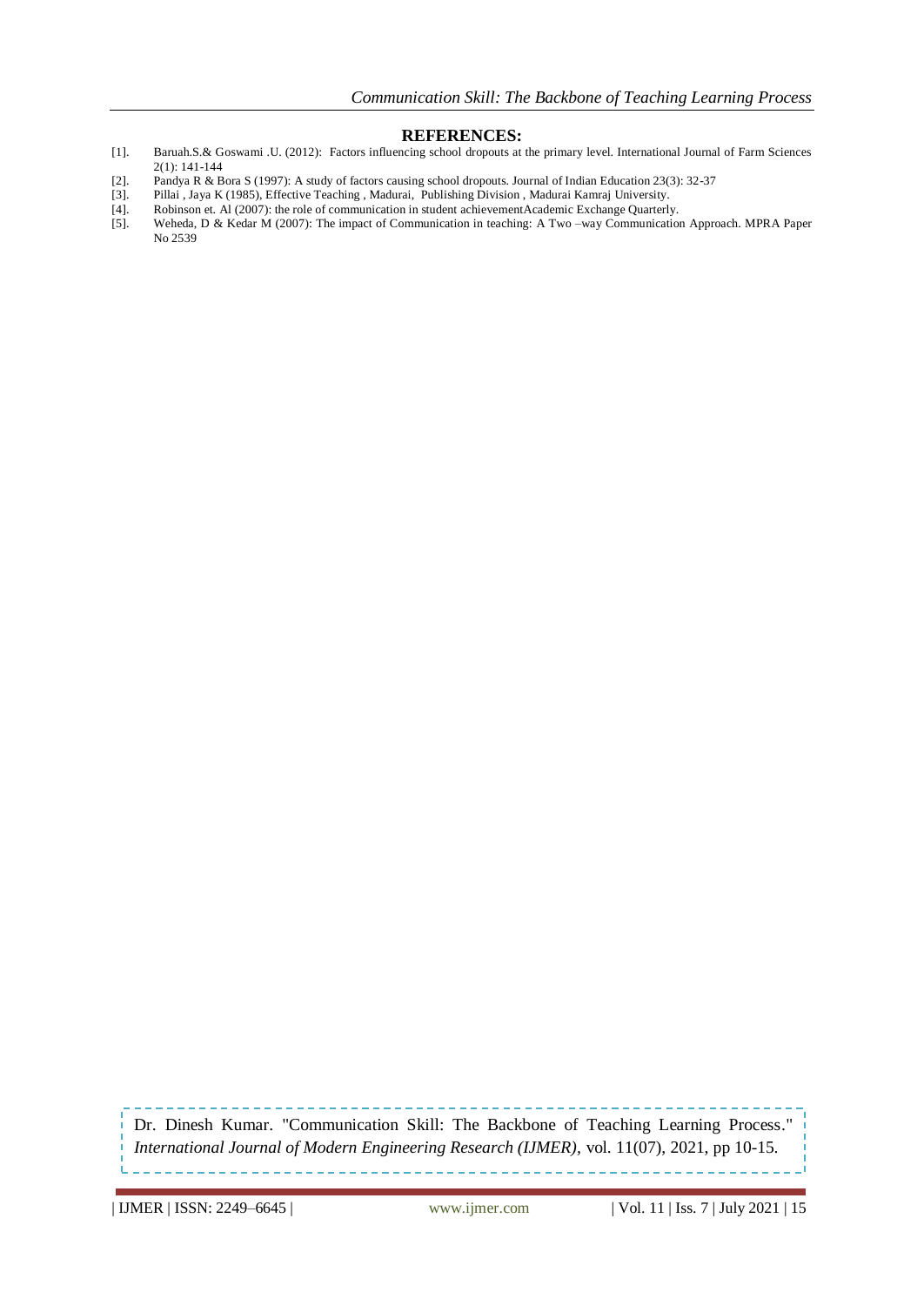## REFERENCES:

[1]. Baruah.S.& Goswami .U. (2012): Factors influencing school dropouts at the primary level. International Journal of Farm Sciences 2(1): 141-144

[2]. Pandya R & Bora S (1997): A study of factors causing school dropouts. Journal of Indian Education 23(3): 32-37

[3]. Pillai , Jaya K (1985), Effective Teaching , Madurai, Publishing Division , Madurai Kamraj University.

[4]. Robinson et. Al (2007): the role of communication in student achievementAcademic Exchange Quarterly.

[5]. Weheda, D & Kedar M (2007): The impact of Communication in teaching: A Two –way Communication Approach. MPRA Paper No 2539

Dr. Dinesh Kumar. "Communication Skill: The Backbone of Teaching Learning Process." *International Journal of Modern Engineering Research (IJMER)*, vol. 11(07), 2021, pp 10-15.